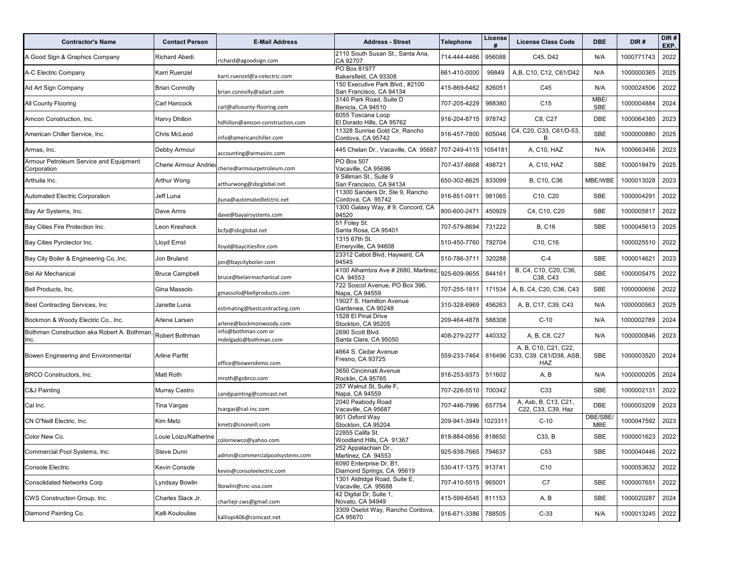| Contractor's Name | Contact Person | E-Mail Address | Address - Street | Telephone | License # | License Class Code | DBE | DIR # | DIR # EXP. |
|---|---|---|---|---|---|---|---|---|---|
| A Good Sign & Graphics Company | Richard Abedi | richard@agoodsign.com | 2110 South Susan St., Santa Ana, CA 92707 | 714-444-4466 | 956088 | C45, D42 | N/A | 1000771743 | 2022 |
| A-C Electric Company | Karri Ruenzel | karri.ruenzel@a-celectric.com | PO Box 81977 Bakersfield, CA 93308 | 661-410-0000 | 99849 | A,B, C10, C12, C61/D42 | N/A | 1000000365 | 2025 |
| Ad Art Sign Company | Brian Connolly | brian.connolly@adart.com | 150 Executive Park Blvd., #2100 San Francisco, CA 94134 | 415-869-6462 | 826051 | C45 | N/A | 1000024506 | 2022 |
| All County Flooring | Carl Hancock | carl@allcounty-flooring.com | 3140 Park Road, Suite D Benicia, CA 94510 | 707-205-4229 | 988380 | C15 | MBE/ SBE | 1000004884 | 2024 |
| Amcon Construction, Inc. | Harvy Dhillon | hdhillon@amcon-construction.com | 6055 Toscana Loop El Dorado Hills, CA 95762 | 916-204-8715 | 978742 | C8, C27 | DBE | 1000064385 | 2023 |
| American Chiller Service, Inc. | Chris McLeod | info@americanchiller.com | 11328 Sunrise Gold Cir, Rancho Cordova, CA 95742 | 916-457-7800 | 605046 | C4, C20, C33, C61/D-53, B | SBE | 1000000880 | 2025 |
| Armas, Inc. | Debby Armour | accounting@armasinc.com | 445 Chelan Dr., Vacaville, CA 95687 | 707-249-4115 | 1054181 | A, C10, HAZ | N/A | 1000663456 | 2023 |
| Armour Petroleum Service and Equipment Corporation | Cherie Armour Andrieu | cherie@armourpetroleum.com | PO Box 507 Vacaville, CA 95696 | 707-437-6668 | 498721 | A, C10, HAZ | SBE | 1000018479 | 2025 |
| Arthulia Inc. | Arthur Wong | arthurwong@sbcglobal.net | 9 Silliman St., Suite 9 San Francisco, CA 94134 | 650-302-8625 | 833099 | B, C10, C36 | MBE/WBE | 1000013028 | 2023 |
| Automated Electric Corporation | Jeff Luna | jluna@automatedlelctric.net | 11300 Sanders Dr, Ste 9, Rancho Cordova, CA 95742 | 916-851-0911 | 981065 | C10, C20 | SBE | 1000004291 | 2022 |
| Bay Air Systems, Inc. | Dave Arms | dave@bayairsystems.com | 1300 Galaxy Way, # 9, Concord, CA 94520 | 800-600-2471 | 450929 | C4, C10, C20 | SBE | 1000005817 | 2022 |
| Bay Cities Fire Protection Inc. | Leon Kresheck | bcfp@sbcglobal.net | 51 Foley St. Santa Rosa, CA 95401 | 707-579-8694 | 731222 | B, C16 | SBE | 1000045613 | 2025 |
| Bay Cities Pyrotector Inc. | Lloyd Ernst | lloyd@baycitiesfire.com | 1315 67th St. Emeryville, CA 94608 | 510-450-7760 | 792704 | C10, C16 | | 1000025510 | 2022 |
| Bay City Boiler & Engineering Co.,Inc. | Jon Bruland | jon@baycityboiler.com | 23312 Cabot Blvd, Hayward, CA 94545 | 510-786-3711 | 320288 | C-4 | SBE | 1000014621 | 2023 |
| Bel Air Mechanical | Bruce Campbell | bruce@belairmechanical.com | 4100 Alhambra Ave # 2680, Martinez, CA 94553 | 925-609-9655 | 844161 | B, C4, C10, C20, C36, C38, C43 | SBE | 1000005475 | 2022 |
| Bell Products, Inc. | Gina Massolo | gmassolo@bellproducts.com | 722 Soscol Avenue, PO Box 396, Napa, CA 94559 | 707-255-1811 | 171534 | A, B, C4, C20, C36, C43 | SBE | 1000000656 | 2022 |
| Best Contracting Services, Inc | Janette Luna | estimating@bestcontracting.com | 19027 S. Hamilton Avenue Gardenea, CA 90248 | 310-328-6969 | 456263 | A, B, C17, C39, C43 | N/A | 1000000563 | 2025 |
| Bockmon & Woody Electric Co., Inc. | Arlene Larsen | arlene@bockmonwoody.com | 1528 El Pinal Drive Stockton, CA 95205 | 209-464-4878 | 588308 | C-10 | N/A | 1000002789 | 2024 |
| Bothman Construction aka Robert A. Bothman, Inc. | Robert Bothman | info@bothman.com or mdelgado@bothman.com | 2690 Scott Blvd. Santa Clara, CA 95050 | 408-279-2277 | 440332 | A, B, C8, C27 | N/A | 1000000846 | 2023 |
| Bowen Engineering and Environmental | Arline Parfitt | office@bowendemo.com | 4664 S. Cedar Avenue Fresno, CA 93725 | 559-233-7464 | 816496 | A, B, C10, C21, C22, C33, C39. C61/D38, ASB, HAZ | SBE | 1000003520 | 2024 |
| BRCO Constructors, Inc. | Matt Roth | mroth@gobrco.com | 3650 Cincinnati Avenue Rocklin, CA 95765 | 916-253-9373 | 511602 | A, B | N/A | 1000000205 | 2024 |
| C&J Painting | Murray Castro | candjpainting@comcast.net | 257 Walnut St, Suite F, Napa, CA 94559 | 707-226-5510 | 700342 | C33 | SBE | 1000002131 | 2022 |
| Cal Inc. | Tina Vargas | tvargas@cal-inc.com | 2040 Peabody Road Vacaville, CA 95687 | 707-446-7996 | 657754 | A, Asb, B, C13, C21, C22, C33, C39, Haz | DBE | 1000003209 | 2023 |
| CN O'Neill Electric, Inc. | Kim Metz | kmetz@cnoneill.com | 901 Oxford Way Stockton, CA 95204 | 209-941-3949 | 1023311 | C-10 | DBE/SBE/ MBE | 1000047592 | 2023 |
| Color New Co. | Louie Loizu/Katherine | colornewco@yahoo.com | 22855 Califa St. Woodland Hills, CA 91367 | 818-884-0856 | 818650 | C33, B | SBE | 1000001623 | 2022 |
| Commercial Pool Systems, Inc. | Steve Dunn | admin@commercialpoolsystems.com | 252 Appalachian Dr., Martinez, CA 94553 | 925-938-7665 | 794637 | C53 | SBE | 1000040446 | 2022 |
| Console Electric | Kevin Console | kevin@consoleelectric.com | 6090 Enterprise Dr, B1, Diamond Springs, CA 95619 | 530-417-1375 | 913741 | C10 | | 1000053632 | 2022 |
| Consolidated Networks Corp | Lyndsay Bowlin | lbowlin@cnc-usa.com | 1301 Aldridge Road, Suite E, Vacaville, CA 95688 | 707-410-5515 | 965001 | C7 | SBE | 1000007651 | 2022 |
| CWS Construction Group, Inc. | Charles Slack Jr. | charliejr.cws@gmail.com | 42 Digital Dr, Suite 1, Novato, CA 94949 | 415-599-6545 | 811153 | A, B | SBE | 1000020287 | 2024 |
| Diamond Painting Co. | Kalli Kouloulias | kalliopi406@comcast.net | 3309 Oselot Way, Rancho Cordova, CA 95670 | 916-671-3386 | 788505 | C-33 | N/A | 1000013245 | 2022 |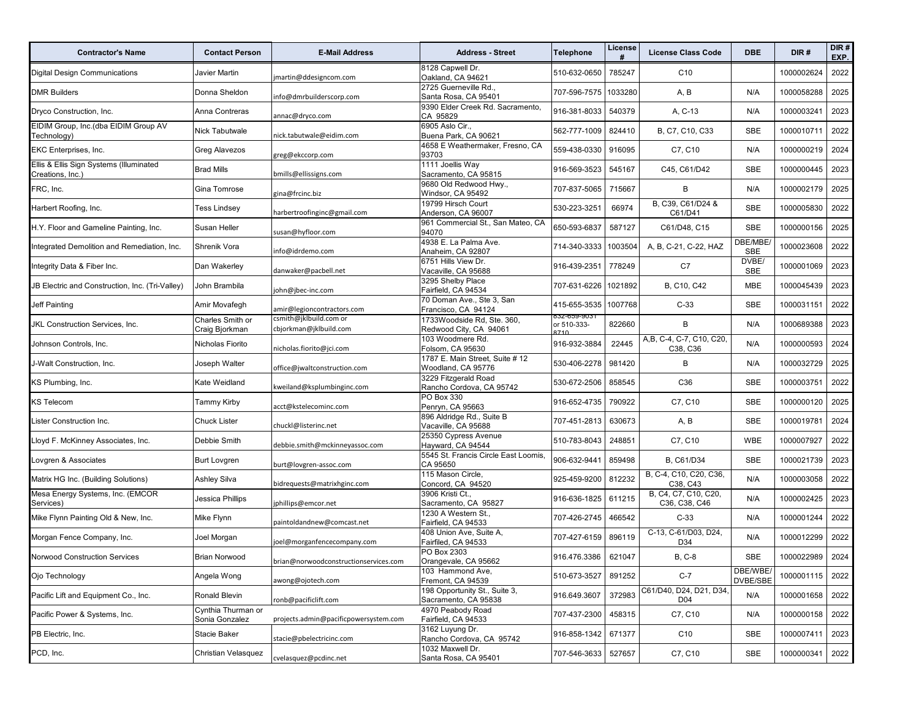| Contractor's Name | Contact Person | E-Mail Address | Address - Street | Telephone | License # | License Class Code | DBE | DIR # | DIR # EXP. |
|---|---|---|---|---|---|---|---|---|---|
| Digital Design Communications | Javier Martin | jmartin@ddesigncom.com | 8128 Capwell Dr. Oakland, CA 94621 | 510-632-0650 | 785247 | C10 | | 1000002624 | 2022 |
| DMR Builders | Donna Sheldon | info@dmrbuilderscorp.com | 2725 Guerneville Rd., Santa Rosa, CA 95401 | 707-596-7575 | 1033280 | A, B | N/A | 1000058288 | 2025 |
| Dryco Construction, Inc. | Anna Contreras | annac@dryco.com | 9390 Elder Creek Rd. Sacramento, CA 95829 | 916-381-8033 | 540379 | A, C-13 | N/A | 1000003241 | 2023 |
| EIDIM Group, Inc.(dba EIDIM Group AV Technology) | Nick Tabutwale | nick.tabutwale@eidim.com | 6905 Aslo Cir., Buena Park, CA 90621 | 562-777-1009 | 824410 | B, C7, C10, C33 | SBE | 1000010711 | 2022 |
| EKC Enterprises, Inc. | Greg Alavezos | greg@ekccorp.com | 4658 E Weathermaker, Fresno, CA 93703 | 559-438-0330 | 916095 | C7, C10 | N/A | 1000000219 | 2024 |
| Ellis & Ellis Sign Systems (Illuminated Creations, Inc.) | Brad Mills | bmills@ellissigns.com | 1111 Joellis Way Sacramento, CA 95815 | 916-569-3523 | 545167 | C45, C61/D42 | SBE | 1000000445 | 2023 |
| FRC, Inc. | Gina Tomrose | gina@frcinc.biz | 9680 Old Redwood Hwy., Windsor, CA 95492 | 707-837-5065 | 715667 | B | N/A | 1000002179 | 2025 |
| Harbert Roofing, Inc. | Tess Lindsey | harbertroofinginc@gmail.com | 19799 Hirsch Court Anderson, CA 96007 | 530-223-3251 | 66974 | B, C39, C61/D24 & C61/D41 | SBE | 1000005830 | 2022 |
| H.Y. Floor and Gameline Painting, Inc. | Susan Heller | susan@hyfloor.com | 961 Commercial St., San Mateo, CA 94070 | 650-593-6837 | 587127 | C61/D48, C15 | SBE | 1000000156 | 2025 |
| Integrated Demolition and Remediation, Inc. | Shrenik Vora | info@idrdemo.com | 4938 E. La Palma Ave. Anaheim, CA 92807 | 714-340-3333 | 1003504 | A, B, C-21, C-22, HAZ | DBE/MBE/ SBE | 1000023608 | 2022 |
| Integrity Data & Fiber Inc. | Dan Wakerley | danwaker@pacbell.net | 6751 Hills View Dr. Vacaville, CA 95688 | 916-439-2351 | 778249 | C7 | DVBE/ SBE | 1000001069 | 2023 |
| JB Electric and Construction, Inc. (Tri-Valley) | John Brambila | john@jbec-inc.com | 3295 Shelby Place Fairfield, CA 94534 | 707-631-6226 | 1021892 | B, C10, C42 | MBE | 1000045439 | 2023 |
| Jeff Painting | Amir Movafegh | amir@legioncontractors.com | 70 Doman Ave., Ste 3, San Francisco, CA 94124 | 415-655-3535 | 1007768 | C-33 | SBE | 1000031151 | 2022 |
| JKL Construction Services, Inc. | Charles Smith or Craig Bjorkman | csmith@jklbuild.com or cbjorkman@jklbuild.com | 1733Woodside Rd, Ste. 360, Redwood City, CA 94061 | 832-659-9031 or 510-333-8710 | 822660 | B | N/A | 1000689388 | 2023 |
| Johnson Controls, Inc. | Nicholas Fiorito | nicholas.fiorito@jci.com | 103 Woodmere Rd. Folsom, CA 95630 | 916-932-3884 | 22445 | A,B, C-4, C-7, C10, C20, C38, C36 | N/A | 1000000593 | 2024 |
| J-Walt Construction, Inc. | Joseph Walter | office@jwaltconstruction.com | 1787 E. Main Street, Suite # 12 Woodland, CA 95776 | 530-406-2278 | 981420 | B | N/A | 1000032729 | 2025 |
| KS Plumbing, Inc. | Kate Weidland | kweiland@ksplumbinginc.com | 3229 Fitzgerald Road Rancho Cordova, CA 95742 | 530-672-2506 | 858545 | C36 | SBE | 1000003751 | 2022 |
| KS Telecom | Tammy Kirby | acct@kstelecominc.com | PO Box 330 Penryn, CA 95663 | 916-652-4735 | 790922 | C7, C10 | SBE | 1000000120 | 2025 |
| Lister Construction Inc. | Chuck Lister | chuckl@listerinc.net | 896 Aldridge Rd., Suite B Vacaville, CA 95688 | 707-451-2813 | 630673 | A, B | SBE | 1000019781 | 2024 |
| Lloyd F. McKinney Associates, Inc. | Debbie Smith | debbie.smith@mckinneyassoc.com | 25350 Cypress Avenue Hayward, CA 94544 | 510-783-8043 | 248851 | C7, C10 | WBE | 1000007927 | 2022 |
| Lovgren & Associates | Burt Lovgren | burt@lovgren-assoc.com | 5545 St. Francis Circle East Loomis, CA 95650 | 906-632-9441 | 859498 | B, C61/D34 | SBE | 1000021739 | 2023 |
| Matrix HG Inc. (Building Solutions) | Ashley Silva | bidrequests@matrixhginc.com | 115 Mason Circle, Concord, CA 94520 | 925-459-9200 | 812232 | B, C-4, C10, C20, C36, C38, C43 | N/A | 1000003058 | 2022 |
| Mesa Energy Systems, Inc. (EMCOR Services) | Jessica Phillips | jphillips@emcor.net | 3906 Kristi Ct., Sacramento, CA 95827 | 916-636-1825 | 611215 | B, C4, C7, C10, C20, C36, C38, C46 | N/A | 1000002425 | 2023 |
| Mike Flynn Painting Old & New, Inc. | Mike Flynn | paintoldandnew@comcast.net | 1230 A Western St., Fairfield, CA 94533 | 707-426-2745 | 466542 | C-33 | N/A | 1000001244 | 2022 |
| Morgan Fence Company, Inc. | Joel Morgan | joel@morganfencecompany.com | 408 Union Ave, Suite A, Fairfiled, CA 94533 | 707-427-6159 | 896119 | C-13, C-61/D03, D24, D34 | N/A | 1000012299 | 2022 |
| Norwood Construction Services | Brian Norwood | brian@norwoodconstructionservices.com | PO Box 2303 Orangevale, CA 95662 | 916.476.3386 | 621047 | B, C-8 | SBE | 1000022989 | 2024 |
| Ojo Technology | Angela Wong | awong@ojotech.com | 103 Hammond Ave, Fremont, CA 94539 | 510-673-3527 | 891252 | C-7 | DBE/WBE/ DVBE/SBE | 1000001115 | 2022 |
| Pacific Lift and Equipment Co., Inc. | Ronald Blevin | ronb@pacificlift.com | 198 Opportunity St., Suite 3, Sacramento, CA 95838 | 916.649.3607 | 372983 | C61/D40, D24, D21, D34, D04 | N/A | 1000001658 | 2022 |
| Pacific Power & Systems, Inc. | Cynthia Thurman or Sonia Gonzalez | projects.admin@pacificpowersystem.com | 4970 Peabody Road Fairfield, CA 94533 | 707-437-2300 | 458315 | C7, C10 | N/A | 1000000158 | 2022 |
| PB Electric, Inc. | Stacie Baker | stacie@pbelectricinc.com | 3162 Luyung Dr. Rancho Cordova, CA 95742 | 916-858-1342 | 671377 | C10 | SBE | 1000007411 | 2023 |
| PCD, Inc. | Christian Velasquez | cvelasquez@pcdinc.net | 1032 Maxwell Dr. Santa Rosa, CA 95401 | 707-546-3633 | 527657 | C7, C10 | SBE | 1000000341 | 2022 |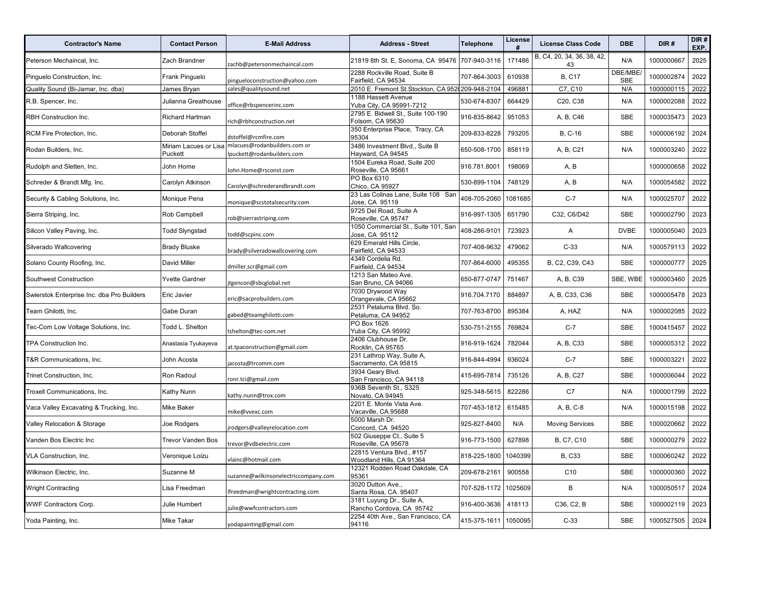| Contractor's Name | Contact Person | E-Mail Address | Address - Street | Telephone | License # | License Class Code | DBE | DIR # | DIR # EXP. |
|---|---|---|---|---|---|---|---|---|---|
| Peterson Mechaincal, Inc. | Zach Brandner | zachb@petersonmechaincal.com | 21819 8th St. E, Sonoma, CA 95476 | 707-940-3116 | 171486 | B, C4, 20, 34, 36, 38, 42, 43 | N/A | 1000000667 | 2025 |
| Pinguelo Construction, Inc. | Frank Pinguelo | pingueloconstruction@yahoo.com | 2288 Rockville Road, Suite B Fairfield, CA 94534 | 707-864-3003 | 610938 | B, C17 | DBE/MBE/ SBE | 1000002874 | 2022 |
| Quality Sound (Bi-Jamar, Inc. dba) | James Bryan | sales@qualitysound.net | 2010 E. Fremont St.Stockton, CA 9520 | 209-948-2104 | 496881 | C7, C10 | N/A | 1000000115 | 2022 |
| R.B. Spencer, Inc. | Julianna Greathouse | office@rbspencerinc.com | 1188 Hassett Avenue Yuba City, CA 95991-7212 | 530-674-8307 | 664429 | C20, C38 | N/A | 1000002088 | 2022 |
| RBH Construction Inc. | Richard Hartman | rich@rbhconstruction.net | 2795 E. Bidwell St., Suite 100-190 Folsom, CA 95630 | 916-835-8642 | 951053 | A, B, C46 | SBE | 1000035473 | 2023 |
| RCM Fire Protection, Inc. | Deborah Stoffel | dstoffel@rcmfire.com | 350 Enterprise Place, Tracy, CA 95304 | 209-833-8228 | 793205 | B, C-16 | SBE | 1000006192 | 2024 |
| Rodan Builders, Inc. | Miriam Lacues or Lisa Puckett | mlacues@rodanbuilders.com or lpuckett@rodanbuilders.com | 3486 Investment Blvd., Suite B Hayward, CA 94545 | 650-508-1700 | 858119 | A, B, C21 | N/A | 1000003240 | 2022 |
| Rudolph and Sletten, Inc. | John Home | John.Home@rsconst.com | 1504 Eureka Road, Suite 200 Roseville, CA 95661 | 916.781.8001 | 198069 | A, B | | 1000000658 | 2022 |
| Schreder & Brandt Mfg. Inc. | Carolyn Atkinson | Carolyn@schrederandbrandt.com | PO Box 6310 Chico, CA 95927 | 530-899-1104 | 748129 | A, B | N/A | 1000054582 | 2022 |
| Security & Cabling Solutions, Inc. | Monique Pena | monique@scstotalsecurity.com | 23 Las Colinas Lane, Suite 108 San Jose, CA 95119 | 408-705-2060 | 1081685 | C-7 | N/A | 1000025707 | 2022 |
| Sierra Striping, Inc. | Rob Campbell | rob@sierrastriping.com | 9725 Del Road, Suite A Roseville, CA 95747 | 916-997-1305 | 651790 | C32, C6/D42 | SBE | 1000002790 | 2023 |
| Silicon Valley Paving, Inc. | Todd Slyngstad | todd@scpinc.com | 1050 Commercial St., Suite 101, San Jose, CA 95112 | 408-286-9101 | 723923 | A | DVBE | 1000005040 | 2023 |
| Silverado Wallcovering | Brady Bluske | brady@silveradowallcovering.com | 629 Emerald Hills Circle, Fairfield, CA 94533 | 707-408-9632 | 479062 | C-33 | N/A | 1000579113 | 2022 |
| Solano County Roofing, Inc. | David Miller | dmiller.scr@gmail.com | 4349 Cordelia Rd. Fairfield, CA 94534 | 707-864-6000 | 495355 | B, C2, C39, C43 | SBE | 1000000777 | 2025 |
| Southwest Construction | Yvette Gardner | jtgencon@sbcglobal.net | 1213 San Mateo Ave. San Bruno, CA 94066 | 650-877-0747 | 751467 | A, B, C39 | SBE, WBE | 1000003460 | 2025 |
| Swierstok Enterprise Inc. dba Pro Builders | Eric Javier | eric@sacprobuilders.com | 7030 Drywood Way Orangevale, CA 95662 | 916.704.7170 | 884897 | A, B, C33, C36 | SBE | 1000005478 | 2023 |
| Team Ghilotti, Inc. | Gabe Duran | gabed@teamghilotti.com | 2531 Petaluma Blvd. So. Petaluma, CA 94952 | 707-763-8700 | 895384 | A, HAZ | N/A | 1000002085 | 2022 |
| Tec-Com Low Voltage Solutions, Inc. | Todd L. Shelton | tshelton@tec-com.net | PO Box 1626 Yuba City, CA 95992 | 530-751-2155 | 769824 | C-7 | SBE | 1000415457 | 2022 |
| TPA Construction Inc. | Anastasia Tyukayeva | at.tpaconstruction@gmail.com | 2406 Clubhouse Dr. Rocklin, CA 95765 | 916-919-1624 | 782044 | A, B, C33 | SBE | 1000005312 | 2022 |
| T&R Communications, Inc. | John Acosta | jacosta@trcomm.com | 231 Lathrop Way, Suite A, Sacramento, CA 95815 | 916-844-4994 | 936024 | C-7 | SBE | 1000003221 | 2022 |
| Trinet Construction, Inc. | Ron Radoul | ronr.tci@gmail.com | 3934 Geary Blvd. San Francisco, CA 94118 | 415-695-7814 | 735126 | A, B, C27 | SBE | 1000006044 | 2022 |
| Troxell Communications, Inc. | Kathy Nunn | kathy.nunn@trox.com | 936B Seventh St., S325 Novato, CA 94945 | 925-348-5615 | 822286 | C7 | N/A | 1000001799 | 2022 |
| Vaca Valley Excavating & Trucking, Inc. | Mike Baker | mike@vvexc.com | 2201 E. Monte Vista Ave. Vacaville, CA 95688 | 707-453-1812 | 615485 | A, B, C-8 | N/A | 1000015198 | 2022 |
| Valley Relocation & Storage | Joe Rodgers | jrodgers@valleyrelocation.com | 5000 Marsh Dr. Concord, CA 94520 | 925-827-8400 | N/A | Moving Services | SBE | 1000020662 | 2022 |
| Vanden Bos Electric Inc | Trevor Vanden Bos | trevor@vdbelectric.com | 502 Giuseppe Ct., Suite 5 Roseville, CA 95678 | 916-773-1500 | 627898 | B, C7, C10 | SBE | 1000000279 | 2022 |
| VLA Construction, Inc. | Veronique Loizu | vlainc@hotmail.com | 22815 Ventura Blvd., #157 Woodland Hills, CA 91364 | 818-225-1800 | 1040399 | B, C33 | SBE | 1000060242 | 2022 |
| Wilkinson Electric, Inc. | Suzanne M | suzanne@wilkinsonelectriccompany.com | 12321 Rodden Road Oakdale, CA 95361 | 209-678-2161 | 900558 | C10 | SBE | 1000000360 | 2022 |
| Wright Contracting | Lisa Freedman | lfreedman@wrightcontracting.com | 3020 Dutton Ave., Santa Rosa, CA 95407 | 707-528-1172 | 1025609 | B | N/A | 1000050517 | 2024 |
| WWF Contractors Corp. | Julie Humbert | julie@wwfcontractors.com | 3181 Luyung Dr., Suite A, Rancho Cordova, CA 95742 | 916-400-3636 | 418113 | C36, C2, B | SBE | 1000002119 | 2023 |
| Yoda Painting, Inc. | Mike Takar | yodapainting@gmail.com | 2254 40th Ave., San Francisco, CA 94116 | 415-375-1611 | 1050095 | C-33 | SBE | 1000527505 | 2024 |